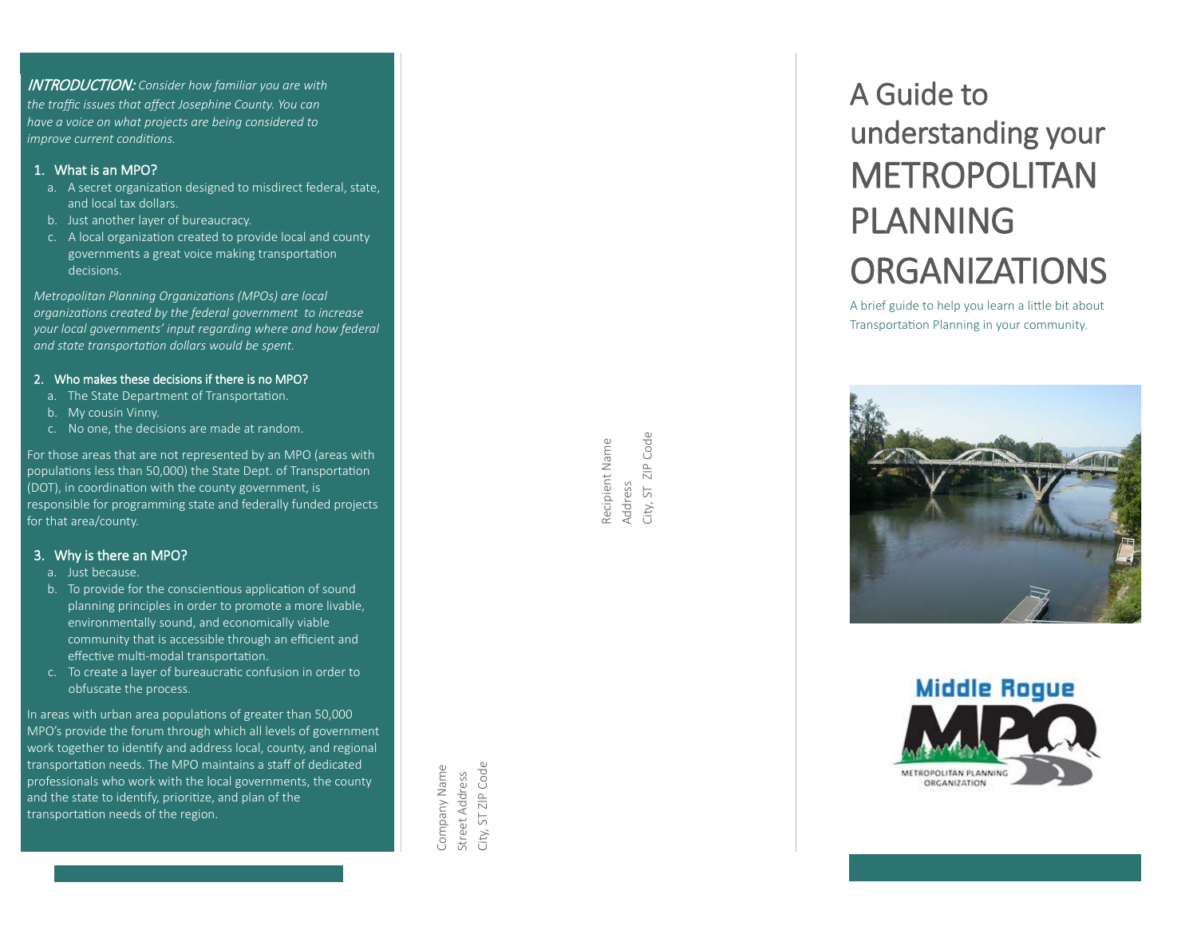***INTRODUCTION:*** *Consider how familiar you are with the traffic issues that affect Josephine County. You can have a voice on what projects are being considered to improve current conditions.*

1. What is an MPO?
   a. A secret organization designed to misdirect federal, state, and local tax dollars.
   b. Just another layer of bureaucracy.
   c. A local organization created to provide local and county governments a great voice making transportation decisions.

*Metropolitan Planning Organizations (MPOs) are local organizations created by the federal government to increase your local governments' input regarding where and how federal and state transportation dollars would be spent.*

2. Who makes these decisions if there is no MPO?
   a. The State Department of Transportation.
   b. My cousin Vinny.
   c. No one, the decisions are made at random.

For those areas that are not represented by an MPO (areas with populations less than 50,000) the State Dept. of Transportation (DOT), in coordination with the county government, is responsible for programming state and federally funded projects for that area/county.

3. Why is there an MPO?
   a. Just because.
   b. To provide for the conscientious application of sound planning principles in order to promote a more livable, environmentally sound, and economically viable community that is accessible through an efficient and effective multi-modal transportation.
   c. To create a layer of bureaucratic confusion in order to obfuscate the process.

In areas with urban area populations of greater than 50,000 MPO's provide the forum through which all levels of government work together to identify and address local, county, and regional transportation needs. The MPO maintains a staff of dedicated professionals who work with the local governments, the county and the state to identify, prioritize, and plan of the transportation needs of the region.

Company Name
Street Address
City, ST ZIP Code

Recipient Name
Address
City, ST ZIP Code

# A Guide to understanding your METROPOLITAN PLANNING ORGANIZATIONS

A brief guide to help you learn a little bit about Transportation Planning in your community.

Middle Rogue MPO
METROPOLITAN PLANNING ORGANIZATION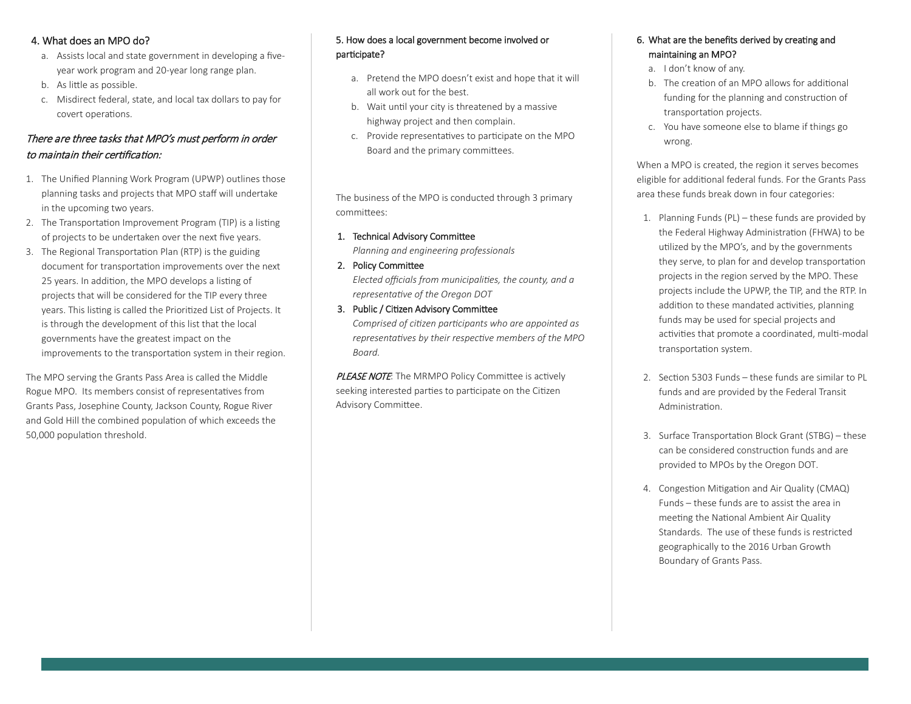## 4. What does an MPO do?

a. Assists local and state government in developing a five-year work program and 20-year long range plan.
b. As little as possible.
c. Misdirect federal, state, and local tax dollars to pay for covert operations.

### *There are three tasks that MPO's must perform in order to maintain their certification:*

1. The Unified Planning Work Program (UPWP) outlines those planning tasks and projects that MPO staff will undertake in the upcoming two years.
2. The Transportation Improvement Program (TIP) is a listing of projects to be undertaken over the next five years.
3. The Regional Transportation Plan (RTP) is the guiding document for transportation improvements over the next 25 years. In addition, the MPO develops a listing of projects that will be considered for the TIP every three years. This listing is called the Prioritized List of Projects. It is through the development of this list that the local governments have the greatest impact on the improvements to the transportation system in their region.

The MPO serving the Grants Pass Area is called the Middle Rogue MPO. Its members consist of representatives from Grants Pass, Josephine County, Jackson County, Rogue River and Gold Hill the combined population of which exceeds the 50,000 population threshold.

## 5. How does a local government become involved or participate?

a. Pretend the MPO doesn't exist and hope that it will all work out for the best.
b. Wait until your city is threatened by a massive highway project and then complain.
c. Provide representatives to participate on the MPO Board and the primary committees.

The business of the MPO is conducted through 3 primary committees:

1. Technical Advisory Committee
   *Planning and engineering professionals*
2. Policy Committee
   *Elected officials from municipalities, the county, and a representative of the Oregon DOT*
3. Public / Citizen Advisory Committee
   *Comprised of citizen participants who are appointed as representatives by their respective members of the MPO Board.*

***PLEASE NOTE***: The MRMPO Policy Committee is actively seeking interested parties to participate on the Citizen Advisory Committee.

## 6. What are the benefits derived by creating and maintaining an MPO?

a. I don't know of any.
b. The creation of an MPO allows for additional funding for the planning and construction of transportation projects.
c. You have someone else to blame if things go wrong.

When a MPO is created, the region it serves becomes eligible for additional federal funds. For the Grants Pass area these funds break down in four categories:

1. Planning Funds (PL) – these funds are provided by the Federal Highway Administration (FHWA) to be utilized by the MPO's, and by the governments they serve, to plan for and develop transportation projects in the region served by the MPO. These projects include the UPWP, the TIP, and the RTP. In addition to these mandated activities, planning funds may be used for special projects and activities that promote a coordinated, multi-modal transportation system.

2. Section 5303 Funds – these funds are similar to PL funds and are provided by the Federal Transit Administration.

3. Surface Transportation Block Grant (STBG) – these can be considered construction funds and are provided to MPOs by the Oregon DOT.

4. Congestion Mitigation and Air Quality (CMAQ) Funds – these funds are to assist the area in meeting the National Ambient Air Quality Standards. The use of these funds is restricted geographically to the 2016 Urban Growth Boundary of Grants Pass.